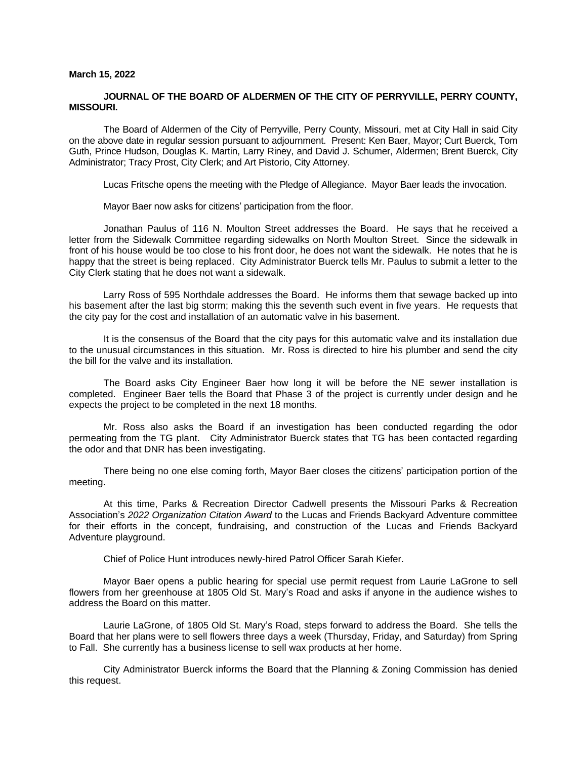**March 15, 2022**

**JOURNAL OF THE BOARD OF ALDERMEN OF THE CITY OF PERRYVILLE, PERRY COUNTY, MISSOURI.**

The Board of Aldermen of the City of Perryville, Perry County, Missouri, met at City Hall in said City on the above date in regular session pursuant to adjournment. Present: Ken Baer, Mayor; Curt Buerck, Tom Guth, Prince Hudson, Douglas K. Martin, Larry Riney, and David J. Schumer, Aldermen; Brent Buerck, City Administrator; Tracy Prost, City Clerk; and Art Pistorio, City Attorney.

Lucas Fritsche opens the meeting with the Pledge of Allegiance. Mayor Baer leads the invocation.

Mayor Baer now asks for citizens' participation from the floor.

Jonathan Paulus of 116 N. Moulton Street addresses the Board. He says that he received a letter from the Sidewalk Committee regarding sidewalks on North Moulton Street. Since the sidewalk in front of his house would be too close to his front door, he does not want the sidewalk. He notes that he is happy that the street is being replaced. City Administrator Buerck tells Mr. Paulus to submit a letter to the City Clerk stating that he does not want a sidewalk.

Larry Ross of 595 Northdale addresses the Board. He informs them that sewage backed up into his basement after the last big storm; making this the seventh such event in five years. He requests that the city pay for the cost and installation of an automatic valve in his basement.

It is the consensus of the Board that the city pays for this automatic valve and its installation due to the unusual circumstances in this situation. Mr. Ross is directed to hire his plumber and send the city the bill for the valve and its installation.

The Board asks City Engineer Baer how long it will be before the NE sewer installation is completed. Engineer Baer tells the Board that Phase 3 of the project is currently under design and he expects the project to be completed in the next 18 months.

Mr. Ross also asks the Board if an investigation has been conducted regarding the odor permeating from the TG plant. City Administrator Buerck states that TG has been contacted regarding the odor and that DNR has been investigating.

There being no one else coming forth, Mayor Baer closes the citizens' participation portion of the meeting.

At this time, Parks & Recreation Director Cadwell presents the Missouri Parks & Recreation Association's *2022 Organization Citation Award* to the Lucas and Friends Backyard Adventure committee for their efforts in the concept, fundraising, and construction of the Lucas and Friends Backyard Adventure playground.

Chief of Police Hunt introduces newly-hired Patrol Officer Sarah Kiefer.

Mayor Baer opens a public hearing for special use permit request from Laurie LaGrone to sell flowers from her greenhouse at 1805 Old St. Mary's Road and asks if anyone in the audience wishes to address the Board on this matter.

Laurie LaGrone, of 1805 Old St. Mary's Road, steps forward to address the Board. She tells the Board that her plans were to sell flowers three days a week (Thursday, Friday, and Saturday) from Spring to Fall. She currently has a business license to sell wax products at her home.

City Administrator Buerck informs the Board that the Planning & Zoning Commission has denied this request.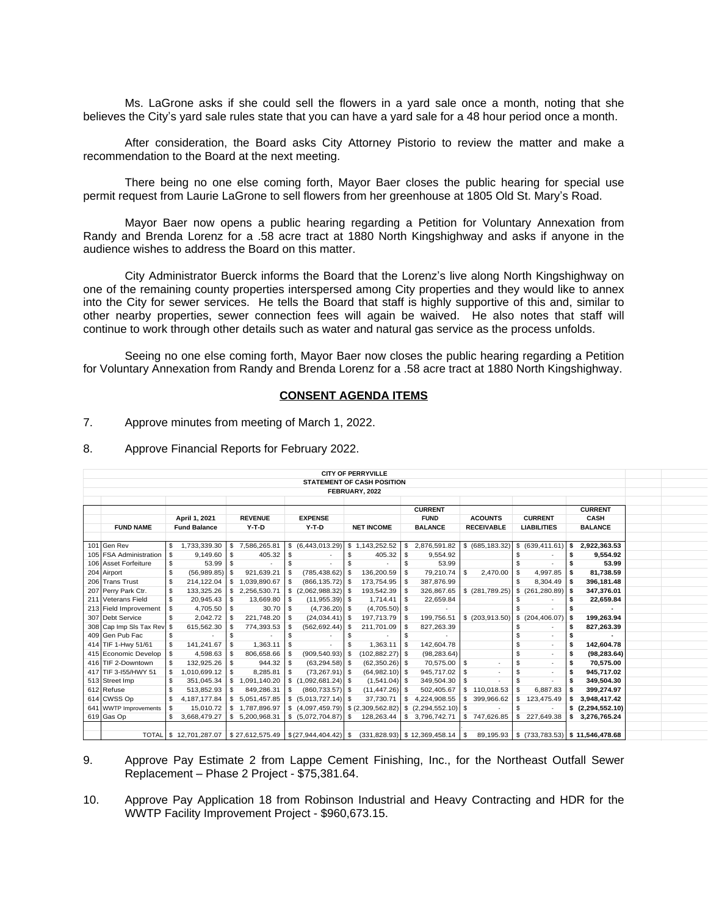Ms. LaGrone asks if she could sell the flowers in a yard sale once a month, noting that she believes the City's yard sale rules state that you can have a yard sale for a 48 hour period once a month.

After consideration, the Board asks City Attorney Pistorio to review the matter and make a recommendation to the Board at the next meeting.

There being no one else coming forth, Mayor Baer closes the public hearing for special use permit request from Laurie LaGrone to sell flowers from her greenhouse at 1805 Old St. Mary's Road.

Mayor Baer now opens a public hearing regarding a Petition for Voluntary Annexation from Randy and Brenda Lorenz for a .58 acre tract at 1880 North Kingshighway and asks if anyone in the audience wishes to address the Board on this matter.

City Administrator Buerck informs the Board that the Lorenz's live along North Kingshighway on one of the remaining county properties interspersed among City properties and they would like to annex into the City for sewer services. He tells the Board that staff is highly supportive of this and, similar to other nearby properties, sewer connection fees will again be waived. He also notes that staff will continue to work through other details such as water and natural gas service as the process unfolds.

Seeing no one else coming forth, Mayor Baer now closes the public hearing regarding a Petition for Voluntary Annexation from Randy and Brenda Lorenz for a .58 acre tract at 1880 North Kingshighway.

## CONSENT AGENDA ITEMS

7. Approve minutes from meeting of March 1, 2022.

8. Approve Financial Reports for February 2022.

**CITY OF PERRYVILLE**
**STATEMENT OF CASH POSITION**
**FEBRUARY, 2022**

| | FUND NAME | April 1, 2021 Fund Balance | REVENUE Y-T-D | EXPENSE Y-T-D | NET INCOME | CURRENT FUND BALANCE | ACOUNTS RECEIVABLE | CURRENT LIABILITIES | CURRENT CASH BALANCE |
|---|---|---|---|---|---|---|---|---|---|
| 101 | Gen Rev | $ 1,733,339.30 | $ 7,586,265.81 | $ (6,443,013.29) | $ 1,143,252.52 | $ 2,876,591.82 | $ (685,183.32) | $ (639,411.61) | **$ 2,922,363.53** |
| 105 | FSA Administration | $ 9,149.60 | $ 405.32 | $ - | $ 405.32 | $ 9,554.92 | | $ - | **$ 9,554.92** |
| 106 | Asset Forfeiture | $ 53.99 | $ - | $ - | $ - | $ 53.99 | | $ - | **$ 53.99** |
| 204 | Airport | $ (56,989.85) | $ 921,639.21 | $ (785,438.62) | $ 136,200.59 | $ 79,210.74 | $ 2,470.00 | $ 4,997.85 | **$ 81,738.59** |
| 206 | Trans Trust | $ 214,122.04 | $ 1,039,890.67 | $ (866,135.72) | $ 173,754.95 | $ 387,876.99 | | $ 8,304.49 | **$ 396,181.48** |
| 207 | Perry Park Ctr. | $ 133,325.26 | $ 2,256,530.71 | $ (2,062,988.32) | $ 193,542.39 | $ 326,867.65 | $ (281,789.25) | $ (261,280.89) | **$ 347,376.01** |
| 211 | Veterans Field | $ 20,945.43 | $ 13,669.80 | $ (11,955.39) | $ 1,714.41 | $ 22,659.84 | | $ - | **$ 22,659.84** |
| 213 | Field Improvement | $ 4,705.50 | $ 30.70 | $ (4,736.20) | $ (4,705.50) | $ - | | $ - | **$ -** |
| 307 | Debt Service | $ 2,042.72 | $ 221,748.20 | $ (24,034.41) | $ 197,713.79 | $ 199,756.51 | $ (203,913.50) | $ (204,406.07) | **$ 199,263.94** |
| 308 | Cap Imp Sls Tax Rev | $ 615,562.30 | $ 774,393.53 | $ (562,692.44) | $ 211,701.09 | $ 827,263.39 | | $ - | **$ 827,263.39** |
| 409 | Gen Pub Fac | $ - | $ - | $ - | $ - | $ - | | $ - | **$ -** |
| 414 | TIF 1-Hwy 51/61 | $ 141,241.67 | $ 1,363.11 | $ - | $ 1,363.11 | $ 142,604.78 | | $ - | **$ 142,604.78** |
| 415 | Economic Develop | $ 4,598.63 | $ 806,658.66 | $ (909,540.93) | $ (102,882.27) | $ (98,283.64) | | $ - | **$ (98,283.64)** |
| 416 | TIF 2-Downtown | $ 132,925.26 | $ 944.32 | $ (63,294.58) | $ (62,350.26) | $ 70,575.00 | $ - | $ - | **$ 70,575.00** |
| 417 | TIF 3-I55/HWY 51 | $ 1,010,699.12 | $ 8,285.81 | $ (73,267.91) | $ (64,982.10) | $ 945,717.02 | $ - | $ - | **$ 945,717.02** |
| 513 | Street Imp | $ 351,045.34 | $ 1,091,140.20 | $ (1,092,681.24) | $ (1,541.04) | $ 349,504.30 | $ - | $ - | **$ 349,504.30** |
| 612 | Refuse | $ 513,852.93 | $ 849,286.31 | $ (860,733.57) | $ (11,447.26) | $ 502,405.67 | $ 110,018.53 | $ 6,887.83 | **$ 399,274.97** |
| 614 | CWSS Op | $ 4,187,177.84 | $ 5,051,457.85 | $ (5,013,727.14) | $ 37,730.71 | $ 4,224,908.55 | $ 399,966.62 | $ 123,475.49 | **$ 3,948,417.42** |
| 641 | WWTP Improvements | $ 15,010.72 | $ 1,787,896.97 | $ (4,097,459.79) | $ (2,309,562.82) | $ (2,294,552.10) | $ - | $ - | **$ (2,294,552.10)** |
| 619 | Gas Op | $ 3,668,479.27 | $ 5,200,968.31 | $ (5,072,704.87) | $ 128,263.44 | $ 3,796,742.71 | $ 747,626.85 | $ 227,649.38 | **$ 3,276,765.24** |
| | TOTAL | $ 12,701,287.07 | $ 27,612,575.49 | $ (27,944,404.42) | $ (331,828.93) | $ 12,369,458.14 | $ 89,195.93 | $ (733,783.53) | **$ 11,546,478.68** |

9. Approve Pay Estimate 2 from Lappe Cement Finishing, Inc., for the Northeast Outfall Sewer Replacement – Phase 2 Project - $75,381.64.

10. Approve Pay Application 18 from Robinson Industrial and Heavy Contracting and HDR for the WWTP Facility Improvement Project - $960,673.15.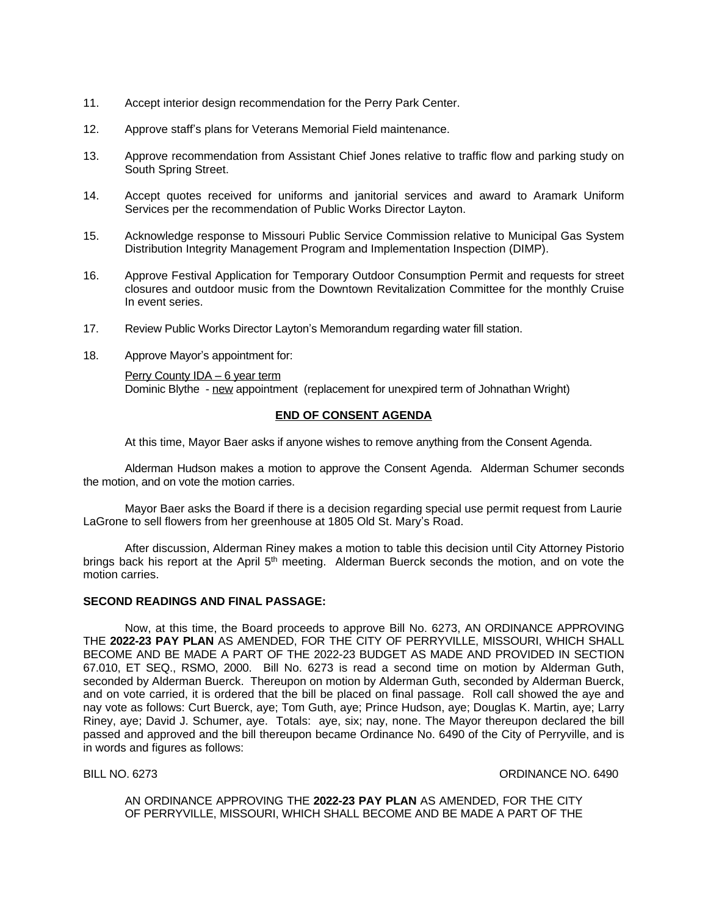11. Accept interior design recommendation for the Perry Park Center.

12. Approve staff's plans for Veterans Memorial Field maintenance.

13. Approve recommendation from Assistant Chief Jones relative to traffic flow and parking study on South Spring Street.

14. Accept quotes received for uniforms and janitorial services and award to Aramark Uniform Services per the recommendation of Public Works Director Layton.

15. Acknowledge response to Missouri Public Service Commission relative to Municipal Gas System Distribution Integrity Management Program and Implementation Inspection (DIMP).

16. Approve Festival Application for Temporary Outdoor Consumption Permit and requests for street closures and outdoor music from the Downtown Revitalization Committee for the monthly Cruise In event series.

17. Review Public Works Director Layton's Memorandum regarding water fill station.

18. Approve Mayor's appointment for:

    Perry County IDA – 6 year term
    Dominic Blythe - new appointment (replacement for unexpired term of Johnathan Wright)

**END OF CONSENT AGENDA**

At this time, Mayor Baer asks if anyone wishes to remove anything from the Consent Agenda.

Alderman Hudson makes a motion to approve the Consent Agenda. Alderman Schumer seconds the motion, and on vote the motion carries.

Mayor Baer asks the Board if there is a decision regarding special use permit request from Laurie LaGrone to sell flowers from her greenhouse at 1805 Old St. Mary's Road.

After discussion, Alderman Riney makes a motion to table this decision until City Attorney Pistorio brings back his report at the April 5th meeting. Alderman Buerck seconds the motion, and on vote the motion carries.

**SECOND READINGS AND FINAL PASSAGE:**

Now, at this time, the Board proceeds to approve Bill No. 6273, AN ORDINANCE APPROVING THE **2022-23 PAY PLAN** AS AMENDED, FOR THE CITY OF PERRYVILLE, MISSOURI, WHICH SHALL BECOME AND BE MADE A PART OF THE 2022-23 BUDGET AS MADE AND PROVIDED IN SECTION 67.010, ET SEQ., RSMO, 2000. Bill No. 6273 is read a second time on motion by Alderman Guth, seconded by Alderman Buerck. Thereupon on motion by Alderman Guth, seconded by Alderman Buerck, and on vote carried, it is ordered that the bill be placed on final passage. Roll call showed the aye and nay vote as follows: Curt Buerck, aye; Tom Guth, aye; Prince Hudson, aye; Douglas K. Martin, aye; Larry Riney, aye; David J. Schumer, aye. Totals: aye, six; nay, none. The Mayor thereupon declared the bill passed and approved and the bill thereupon became Ordinance No. 6490 of the City of Perryville, and is in words and figures as follows:

BILL NO. 6273 ORDINANCE NO. 6490

AN ORDINANCE APPROVING THE **2022-23 PAY PLAN** AS AMENDED, FOR THE CITY OF PERRYVILLE, MISSOURI, WHICH SHALL BECOME AND BE MADE A PART OF THE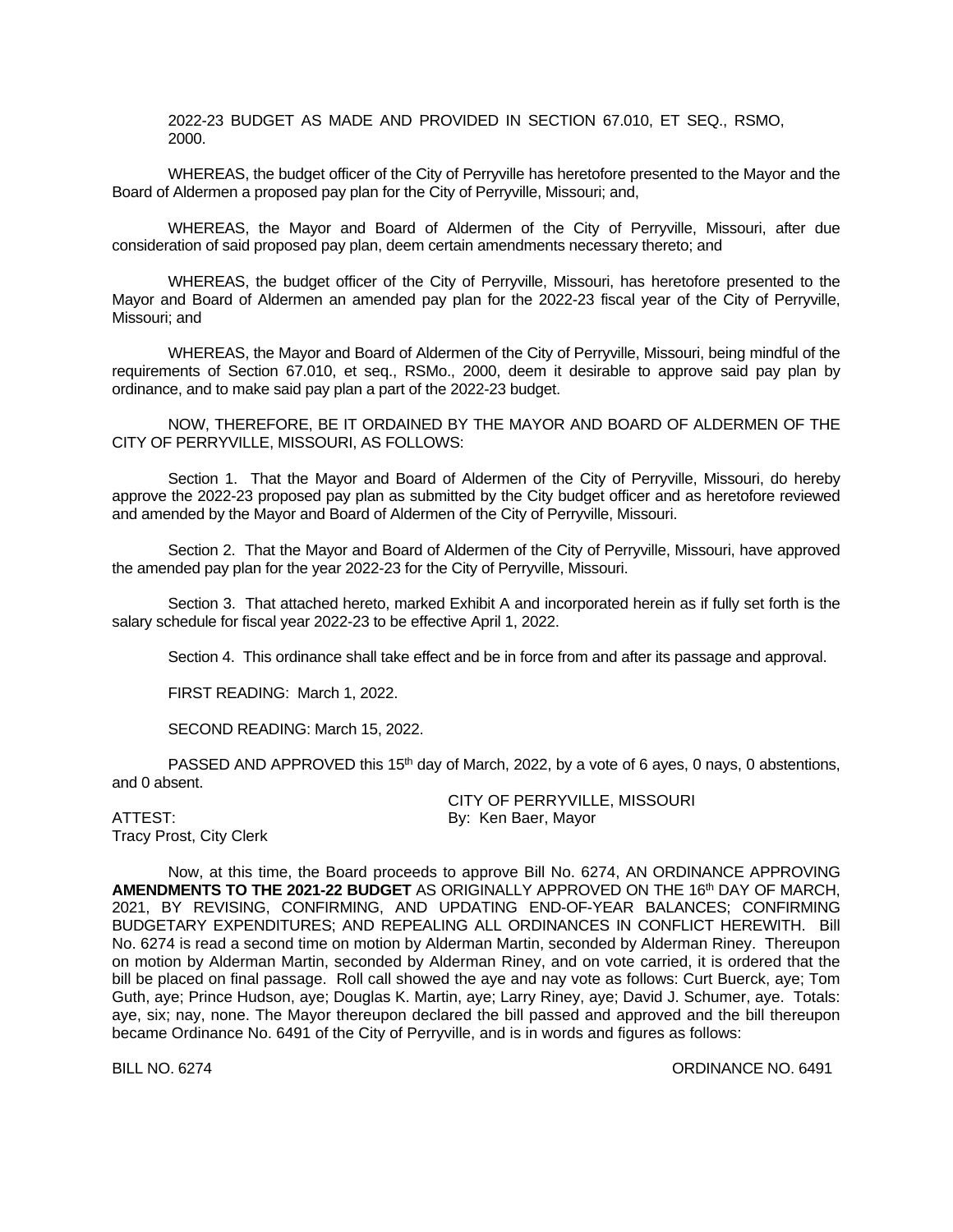2022-23 BUDGET AS MADE AND PROVIDED IN SECTION 67.010, ET SEQ., RSMO, 2000.

WHEREAS, the budget officer of the City of Perryville has heretofore presented to the Mayor and the Board of Aldermen a proposed pay plan for the City of Perryville, Missouri; and,

WHEREAS, the Mayor and Board of Aldermen of the City of Perryville, Missouri, after due consideration of said proposed pay plan, deem certain amendments necessary thereto; and

WHEREAS, the budget officer of the City of Perryville, Missouri, has heretofore presented to the Mayor and Board of Aldermen an amended pay plan for the 2022-23 fiscal year of the City of Perryville, Missouri; and

WHEREAS, the Mayor and Board of Aldermen of the City of Perryville, Missouri, being mindful of the requirements of Section 67.010, et seq., RSMo., 2000, deem it desirable to approve said pay plan by ordinance, and to make said pay plan a part of the 2022-23 budget.

NOW, THEREFORE, BE IT ORDAINED BY THE MAYOR AND BOARD OF ALDERMEN OF THE CITY OF PERRYVILLE, MISSOURI, AS FOLLOWS:

Section 1. That the Mayor and Board of Aldermen of the City of Perryville, Missouri, do hereby approve the 2022-23 proposed pay plan as submitted by the City budget officer and as heretofore reviewed and amended by the Mayor and Board of Aldermen of the City of Perryville, Missouri.

Section 2. That the Mayor and Board of Aldermen of the City of Perryville, Missouri, have approved the amended pay plan for the year 2022-23 for the City of Perryville, Missouri.

Section 3. That attached hereto, marked Exhibit A and incorporated herein as if fully set forth is the salary schedule for fiscal year 2022-23 to be effective April 1, 2022.

Section 4. This ordinance shall take effect and be in force from and after its passage and approval.

FIRST READING: March 1, 2022.

SECOND READING: March 15, 2022.

PASSED AND APPROVED this 15th day of March, 2022, by a vote of 6 ayes, 0 nays, 0 abstentions, and 0 absent.

CITY OF PERRYVILLE, MISSOURI
By: Ken Baer, Mayor

ATTEST:
Tracy Prost, City Clerk

Now, at this time, the Board proceeds to approve Bill No. 6274, AN ORDINANCE APPROVING **AMENDMENTS TO THE 2021-22 BUDGET** AS ORIGINALLY APPROVED ON THE 16th DAY OF MARCH, 2021, BY REVISING, CONFIRMING, AND UPDATING END-OF-YEAR BALANCES; CONFIRMING BUDGETARY EXPENDITURES; AND REPEALING ALL ORDINANCES IN CONFLICT HEREWITH. Bill No. 6274 is read a second time on motion by Alderman Martin, seconded by Alderman Riney. Thereupon on motion by Alderman Martin, seconded by Alderman Riney, and on vote carried, it is ordered that the bill be placed on final passage. Roll call showed the aye and nay vote as follows: Curt Buerck, aye; Tom Guth, aye; Prince Hudson, aye; Douglas K. Martin, aye; Larry Riney, aye; David J. Schumer, aye. Totals: aye, six; nay, none. The Mayor thereupon declared the bill passed and approved and the bill thereupon became Ordinance No. 6491 of the City of Perryville, and is in words and figures as follows:

BILL NO. 6274 ORDINANCE NO. 6491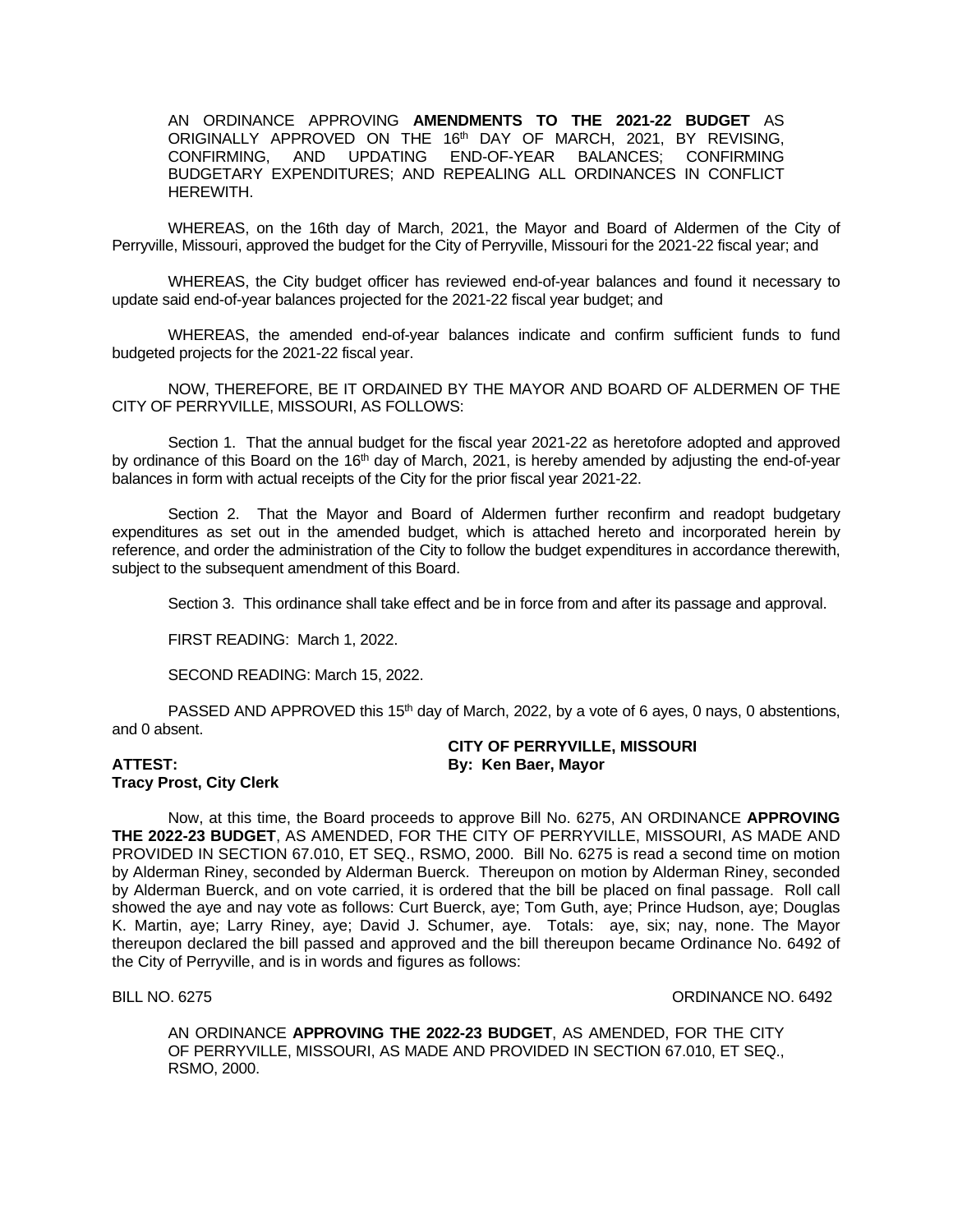AN ORDINANCE APPROVING **AMENDMENTS TO THE 2021-22 BUDGET** AS ORIGINALLY APPROVED ON THE 16th DAY OF MARCH, 2021, BY REVISING, CONFIRMING, AND UPDATING END-OF-YEAR BALANCES; CONFIRMING BUDGETARY EXPENDITURES; AND REPEALING ALL ORDINANCES IN CONFLICT HEREWITH.

WHEREAS, on the 16th day of March, 2021, the Mayor and Board of Aldermen of the City of Perryville, Missouri, approved the budget for the City of Perryville, Missouri for the 2021-22 fiscal year; and

WHEREAS, the City budget officer has reviewed end-of-year balances and found it necessary to update said end-of-year balances projected for the 2021-22 fiscal year budget; and

WHEREAS, the amended end-of-year balances indicate and confirm sufficient funds to fund budgeted projects for the 2021-22 fiscal year.

NOW, THEREFORE, BE IT ORDAINED BY THE MAYOR AND BOARD OF ALDERMEN OF THE CITY OF PERRYVILLE, MISSOURI, AS FOLLOWS:

Section 1. That the annual budget for the fiscal year 2021-22 as heretofore adopted and approved by ordinance of this Board on the 16th day of March, 2021, is hereby amended by adjusting the end-of-year balances in form with actual receipts of the City for the prior fiscal year 2021-22.

Section 2. That the Mayor and Board of Aldermen further reconfirm and readopt budgetary expenditures as set out in the amended budget, which is attached hereto and incorporated herein by reference, and order the administration of the City to follow the budget expenditures in accordance therewith, subject to the subsequent amendment of this Board.

Section 3. This ordinance shall take effect and be in force from and after its passage and approval.

FIRST READING: March 1, 2022.

SECOND READING: March 15, 2022.

PASSED AND APPROVED this 15th day of March, 2022, by a vote of 6 ayes, 0 nays, 0 abstentions, and 0 absent.

**CITY OF PERRYVILLE, MISSOURI**
**By: Ken Baer, Mayor**

**ATTEST:**
**Tracy Prost, City Clerk**

Now, at this time, the Board proceeds to approve Bill No. 6275, AN ORDINANCE **APPROVING THE 2022-23 BUDGET**, AS AMENDED, FOR THE CITY OF PERRYVILLE, MISSOURI, AS MADE AND PROVIDED IN SECTION 67.010, ET SEQ., RSMO, 2000. Bill No. 6275 is read a second time on motion by Alderman Riney, seconded by Alderman Buerck. Thereupon on motion by Alderman Riney, seconded by Alderman Buerck, and on vote carried, it is ordered that the bill be placed on final passage. Roll call showed the aye and nay vote as follows: Curt Buerck, aye; Tom Guth, aye; Prince Hudson, aye; Douglas K. Martin, aye; Larry Riney, aye; David J. Schumer, aye. Totals: aye, six; nay, none. The Mayor thereupon declared the bill passed and approved and the bill thereupon became Ordinance No. 6492 of the City of Perryville, and is in words and figures as follows:

BILL NO. 6275 ORDINANCE NO. 6492

AN ORDINANCE **APPROVING THE 2022-23 BUDGET**, AS AMENDED, FOR THE CITY OF PERRYVILLE, MISSOURI, AS MADE AND PROVIDED IN SECTION 67.010, ET SEQ., RSMO, 2000.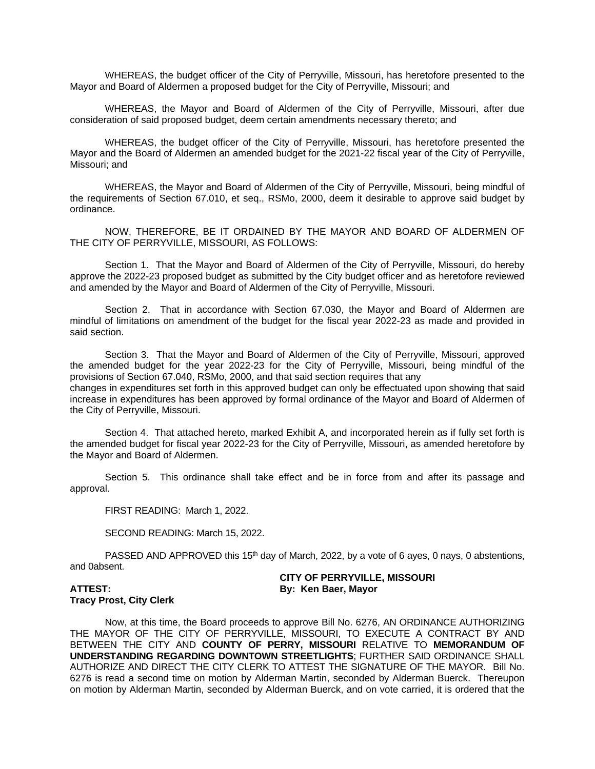WHEREAS, the budget officer of the City of Perryville, Missouri, has heretofore presented to the Mayor and Board of Aldermen a proposed budget for the City of Perryville, Missouri; and

WHEREAS, the Mayor and Board of Aldermen of the City of Perryville, Missouri, after due consideration of said proposed budget, deem certain amendments necessary thereto; and

WHEREAS, the budget officer of the City of Perryville, Missouri, has heretofore presented the Mayor and the Board of Aldermen an amended budget for the 2021-22 fiscal year of the City of Perryville, Missouri; and

WHEREAS, the Mayor and Board of Aldermen of the City of Perryville, Missouri, being mindful of the requirements of Section 67.010, et seq., RSMo, 2000, deem it desirable to approve said budget by ordinance.

NOW, THEREFORE, BE IT ORDAINED BY THE MAYOR AND BOARD OF ALDERMEN OF THE CITY OF PERRYVILLE, MISSOURI, AS FOLLOWS:

Section 1. That the Mayor and Board of Aldermen of the City of Perryville, Missouri, do hereby approve the 2022-23 proposed budget as submitted by the City budget officer and as heretofore reviewed and amended by the Mayor and Board of Aldermen of the City of Perryville, Missouri.

Section 2. That in accordance with Section 67.030, the Mayor and Board of Aldermen are mindful of limitations on amendment of the budget for the fiscal year 2022-23 as made and provided in said section.

Section 3. That the Mayor and Board of Aldermen of the City of Perryville, Missouri, approved the amended budget for the year 2022-23 for the City of Perryville, Missouri, being mindful of the provisions of Section 67.040, RSMo, 2000, and that said section requires that any changes in expenditures set forth in this approved budget can only be effectuated upon showing that said increase in expenditures has been approved by formal ordinance of the Mayor and Board of Aldermen of the City of Perryville, Missouri.

Section 4. That attached hereto, marked Exhibit A, and incorporated herein as if fully set forth is the amended budget for fiscal year 2022-23 for the City of Perryville, Missouri, as amended heretofore by the Mayor and Board of Aldermen.

Section 5. This ordinance shall take effect and be in force from and after its passage and approval.

FIRST READING: March 1, 2022.

SECOND READING: March 15, 2022.

PASSED AND APPROVED this 15th day of March, 2022, by a vote of 6 ayes, 0 nays, 0 abstentions, and 0absent.

**CITY OF PERRYVILLE, MISSOURI**

**ATTEST:** **By: Ken Baer, Mayor**

**Tracy Prost, City Clerk**

Now, at this time, the Board proceeds to approve Bill No. 6276, AN ORDINANCE AUTHORIZING THE MAYOR OF THE CITY OF PERRYVILLE, MISSOURI, TO EXECUTE A CONTRACT BY AND BETWEEN THE CITY AND **COUNTY OF PERRY, MISSOURI** RELATIVE TO **MEMORANDUM OF UNDERSTANDING REGARDING DOWNTOWN STREETLIGHTS**; FURTHER SAID ORDINANCE SHALL AUTHORIZE AND DIRECT THE CITY CLERK TO ATTEST THE SIGNATURE OF THE MAYOR. Bill No. 6276 is read a second time on motion by Alderman Martin, seconded by Alderman Buerck. Thereupon on motion by Alderman Martin, seconded by Alderman Buerck, and on vote carried, it is ordered that the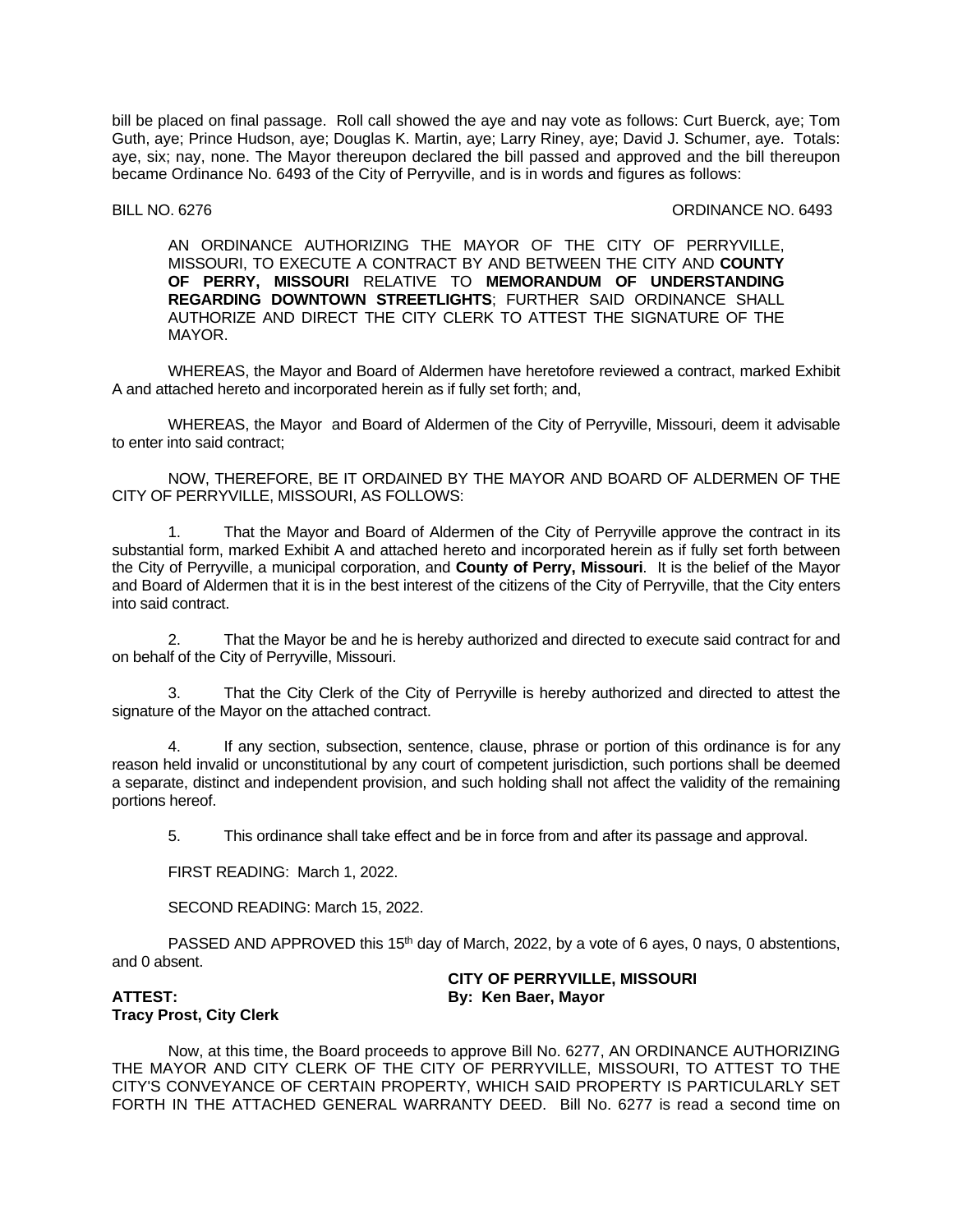bill be placed on final passage. Roll call showed the aye and nay vote as follows: Curt Buerck, aye; Tom Guth, aye; Prince Hudson, aye; Douglas K. Martin, aye; Larry Riney, aye; David J. Schumer, aye. Totals: aye, six; nay, none. The Mayor thereupon declared the bill passed and approved and the bill thereupon became Ordinance No. 6493 of the City of Perryville, and is in words and figures as follows:

BILL NO. 6276 ORDINANCE NO. 6493

AN ORDINANCE AUTHORIZING THE MAYOR OF THE CITY OF PERRYVILLE, MISSOURI, TO EXECUTE A CONTRACT BY AND BETWEEN THE CITY AND **COUNTY OF PERRY, MISSOURI** RELATIVE TO **MEMORANDUM OF UNDERSTANDING REGARDING DOWNTOWN STREETLIGHTS**; FURTHER SAID ORDINANCE SHALL AUTHORIZE AND DIRECT THE CITY CLERK TO ATTEST THE SIGNATURE OF THE MAYOR.

WHEREAS, the Mayor and Board of Aldermen have heretofore reviewed a contract, marked Exhibit A and attached hereto and incorporated herein as if fully set forth; and,

WHEREAS, the Mayor and Board of Aldermen of the City of Perryville, Missouri, deem it advisable to enter into said contract;

NOW, THEREFORE, BE IT ORDAINED BY THE MAYOR AND BOARD OF ALDERMEN OF THE CITY OF PERRYVILLE, MISSOURI, AS FOLLOWS:

1. That the Mayor and Board of Aldermen of the City of Perryville approve the contract in its substantial form, marked Exhibit A and attached hereto and incorporated herein as if fully set forth between the City of Perryville, a municipal corporation, and **County of Perry, Missouri**. It is the belief of the Mayor and Board of Aldermen that it is in the best interest of the citizens of the City of Perryville, that the City enters into said contract.

2. That the Mayor be and he is hereby authorized and directed to execute said contract for and on behalf of the City of Perryville, Missouri.

3. That the City Clerk of the City of Perryville is hereby authorized and directed to attest the signature of the Mayor on the attached contract.

4. If any section, subsection, sentence, clause, phrase or portion of this ordinance is for any reason held invalid or unconstitutional by any court of competent jurisdiction, such portions shall be deemed a separate, distinct and independent provision, and such holding shall not affect the validity of the remaining portions hereof.

5. This ordinance shall take effect and be in force from and after its passage and approval.

FIRST READING: March 1, 2022.

SECOND READING: March 15, 2022.

PASSED AND APPROVED this 15th day of March, 2022, by a vote of 6 ayes, 0 nays, 0 abstentions, and 0 absent.

**CITY OF PERRYVILLE, MISSOURI**
**By: Ken Baer, Mayor**

**ATTEST:**
**Tracy Prost, City Clerk**

Now, at this time, the Board proceeds to approve Bill No. 6277, AN ORDINANCE AUTHORIZING THE MAYOR AND CITY CLERK OF THE CITY OF PERRYVILLE, MISSOURI, TO ATTEST TO THE CITY'S CONVEYANCE OF CERTAIN PROPERTY, WHICH SAID PROPERTY IS PARTICULARLY SET FORTH IN THE ATTACHED GENERAL WARRANTY DEED. Bill No. 6277 is read a second time on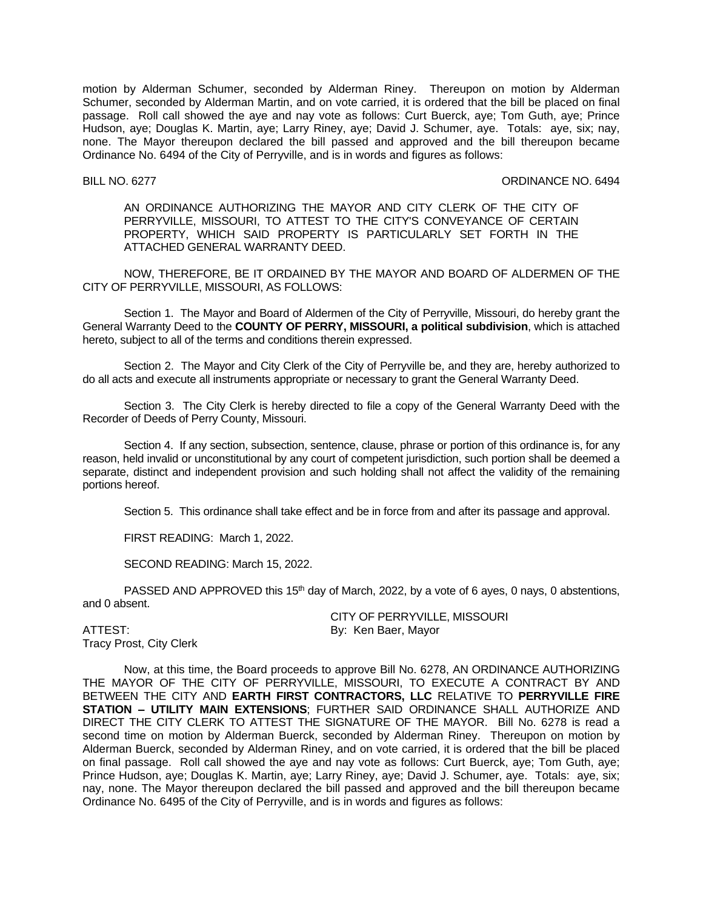motion by Alderman Schumer, seconded by Alderman Riney. Thereupon on motion by Alderman Schumer, seconded by Alderman Martin, and on vote carried, it is ordered that the bill be placed on final passage. Roll call showed the aye and nay vote as follows: Curt Buerck, aye; Tom Guth, aye; Prince Hudson, aye; Douglas K. Martin, aye; Larry Riney, aye; David J. Schumer, aye. Totals: aye, six; nay, none. The Mayor thereupon declared the bill passed and approved and the bill thereupon became Ordinance No. 6494 of the City of Perryville, and is in words and figures as follows:

BILL NO. 6277 ORDINANCE NO. 6494

AN ORDINANCE AUTHORIZING THE MAYOR AND CITY CLERK OF THE CITY OF PERRYVILLE, MISSOURI, TO ATTEST TO THE CITY'S CONVEYANCE OF CERTAIN PROPERTY, WHICH SAID PROPERTY IS PARTICULARLY SET FORTH IN THE ATTACHED GENERAL WARRANTY DEED.

NOW, THEREFORE, BE IT ORDAINED BY THE MAYOR AND BOARD OF ALDERMEN OF THE CITY OF PERRYVILLE, MISSOURI, AS FOLLOWS:

Section 1. The Mayor and Board of Aldermen of the City of Perryville, Missouri, do hereby grant the General Warranty Deed to the **COUNTY OF PERRY, MISSOURI, a political subdivision**, which is attached hereto, subject to all of the terms and conditions therein expressed.

Section 2. The Mayor and City Clerk of the City of Perryville be, and they are, hereby authorized to do all acts and execute all instruments appropriate or necessary to grant the General Warranty Deed.

Section 3. The City Clerk is hereby directed to file a copy of the General Warranty Deed with the Recorder of Deeds of Perry County, Missouri.

Section 4. If any section, subsection, sentence, clause, phrase or portion of this ordinance is, for any reason, held invalid or unconstitutional by any court of competent jurisdiction, such portion shall be deemed a separate, distinct and independent provision and such holding shall not affect the validity of the remaining portions hereof.

Section 5. This ordinance shall take effect and be in force from and after its passage and approval.

FIRST READING: March 1, 2022.

SECOND READING: March 15, 2022.

PASSED AND APPROVED this 15th day of March, 2022, by a vote of 6 ayes, 0 nays, 0 abstentions, and 0 absent.

CITY OF PERRYVILLE, MISSOURI

ATTEST: By: Ken Baer, Mayor

Tracy Prost, City Clerk

Now, at this time, the Board proceeds to approve Bill No. 6278, AN ORDINANCE AUTHORIZING THE MAYOR OF THE CITY OF PERRYVILLE, MISSOURI, TO EXECUTE A CONTRACT BY AND BETWEEN THE CITY AND **EARTH FIRST CONTRACTORS, LLC** RELATIVE TO **PERRYVILLE FIRE STATION – UTILITY MAIN EXTENSIONS**; FURTHER SAID ORDINANCE SHALL AUTHORIZE AND DIRECT THE CITY CLERK TO ATTEST THE SIGNATURE OF THE MAYOR. Bill No. 6278 is read a second time on motion by Alderman Buerck, seconded by Alderman Riney. Thereupon on motion by Alderman Buerck, seconded by Alderman Riney, and on vote carried, it is ordered that the bill be placed on final passage. Roll call showed the aye and nay vote as follows: Curt Buerck, aye; Tom Guth, aye; Prince Hudson, aye; Douglas K. Martin, aye; Larry Riney, aye; David J. Schumer, aye. Totals: aye, six; nay, none. The Mayor thereupon declared the bill passed and approved and the bill thereupon became Ordinance No. 6495 of the City of Perryville, and is in words and figures as follows: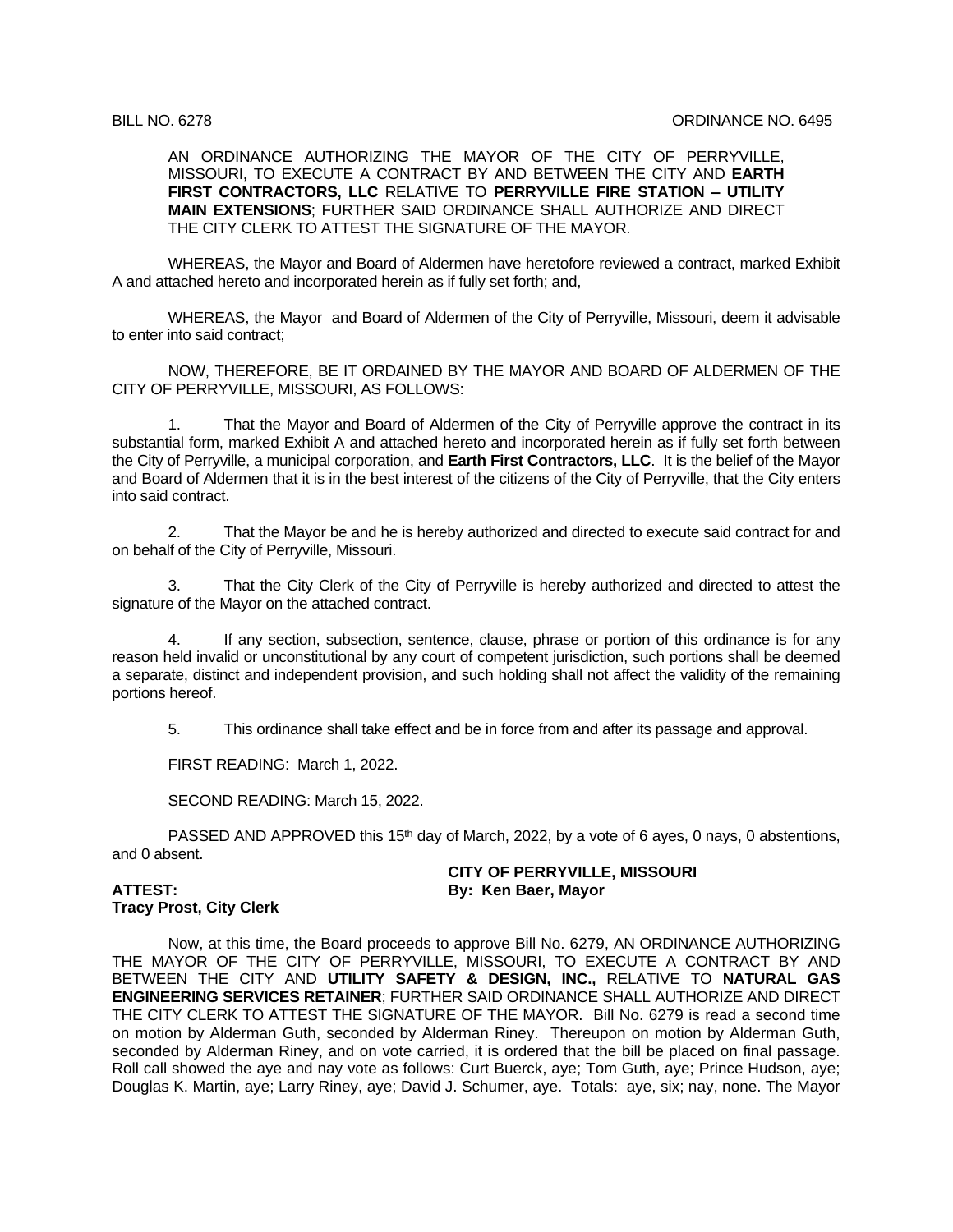BILL NO. 6278 ORDINANCE NO. 6495

AN ORDINANCE AUTHORIZING THE MAYOR OF THE CITY OF PERRYVILLE, MISSOURI, TO EXECUTE A CONTRACT BY AND BETWEEN THE CITY AND **EARTH FIRST CONTRACTORS, LLC** RELATIVE TO **PERRYVILLE FIRE STATION – UTILITY MAIN EXTENSIONS**; FURTHER SAID ORDINANCE SHALL AUTHORIZE AND DIRECT THE CITY CLERK TO ATTEST THE SIGNATURE OF THE MAYOR.

WHEREAS, the Mayor and Board of Aldermen have heretofore reviewed a contract, marked Exhibit A and attached hereto and incorporated herein as if fully set forth; and,

WHEREAS, the Mayor and Board of Aldermen of the City of Perryville, Missouri, deem it advisable to enter into said contract;

NOW, THEREFORE, BE IT ORDAINED BY THE MAYOR AND BOARD OF ALDERMEN OF THE CITY OF PERRYVILLE, MISSOURI, AS FOLLOWS:

1. That the Mayor and Board of Aldermen of the City of Perryville approve the contract in its substantial form, marked Exhibit A and attached hereto and incorporated herein as if fully set forth between the City of Perryville, a municipal corporation, and **Earth First Contractors, LLC**. It is the belief of the Mayor and Board of Aldermen that it is in the best interest of the citizens of the City of Perryville, that the City enters into said contract.

2. That the Mayor be and he is hereby authorized and directed to execute said contract for and on behalf of the City of Perryville, Missouri.

3. That the City Clerk of the City of Perryville is hereby authorized and directed to attest the signature of the Mayor on the attached contract.

4. If any section, subsection, sentence, clause, phrase or portion of this ordinance is for any reason held invalid or unconstitutional by any court of competent jurisdiction, such portions shall be deemed a separate, distinct and independent provision, and such holding shall not affect the validity of the remaining portions hereof.

5. This ordinance shall take effect and be in force from and after its passage and approval.

FIRST READING: March 1, 2022.

SECOND READING: March 15, 2022.

PASSED AND APPROVED this 15th day of March, 2022, by a vote of 6 ayes, 0 nays, 0 abstentions, and 0 absent.

**CITY OF PERRYVILLE, MISSOURI**

**ATTEST:** **By: Ken Baer, Mayor**

**Tracy Prost, City Clerk**

Now, at this time, the Board proceeds to approve Bill No. 6279, AN ORDINANCE AUTHORIZING THE MAYOR OF THE CITY OF PERRYVILLE, MISSOURI, TO EXECUTE A CONTRACT BY AND BETWEEN THE CITY AND **UTILITY SAFETY & DESIGN, INC.,** RELATIVE TO **NATURAL GAS ENGINEERING SERVICES RETAINER**; FURTHER SAID ORDINANCE SHALL AUTHORIZE AND DIRECT THE CITY CLERK TO ATTEST THE SIGNATURE OF THE MAYOR. Bill No. 6279 is read a second time on motion by Alderman Guth, seconded by Alderman Riney. Thereupon on motion by Alderman Guth, seconded by Alderman Riney, and on vote carried, it is ordered that the bill be placed on final passage. Roll call showed the aye and nay vote as follows: Curt Buerck, aye; Tom Guth, aye; Prince Hudson, aye; Douglas K. Martin, aye; Larry Riney, aye; David J. Schumer, aye. Totals: aye, six; nay, none. The Mayor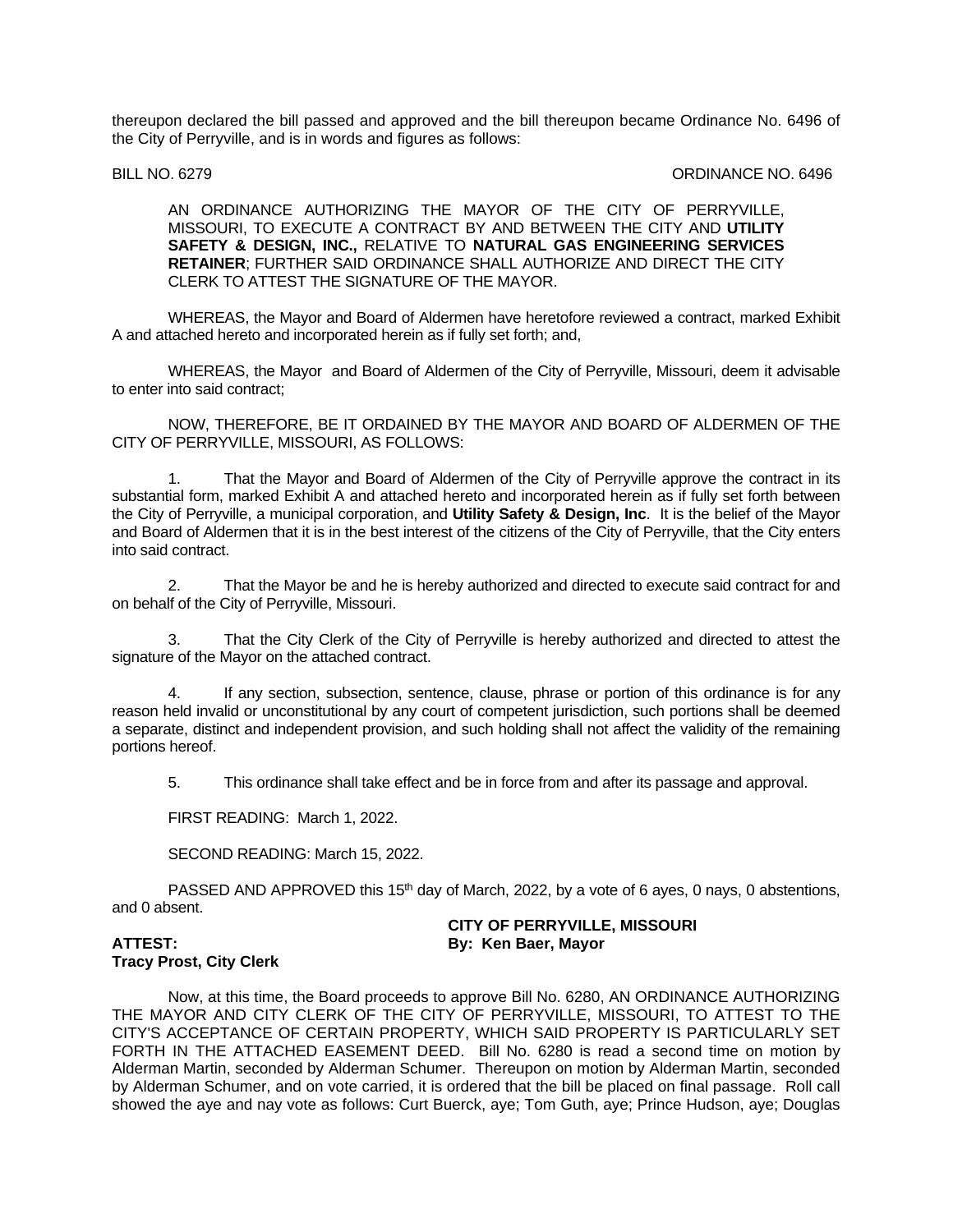thereupon declared the bill passed and approved and the bill thereupon became Ordinance No. 6496 of the City of Perryville, and is in words and figures as follows:

BILL NO. 6279 ORDINANCE NO. 6496

AN ORDINANCE AUTHORIZING THE MAYOR OF THE CITY OF PERRYVILLE, MISSOURI, TO EXECUTE A CONTRACT BY AND BETWEEN THE CITY AND **UTILITY SAFETY & DESIGN, INC.,** RELATIVE TO **NATURAL GAS ENGINEERING SERVICES RETAINER**; FURTHER SAID ORDINANCE SHALL AUTHORIZE AND DIRECT THE CITY CLERK TO ATTEST THE SIGNATURE OF THE MAYOR.

WHEREAS, the Mayor and Board of Aldermen have heretofore reviewed a contract, marked Exhibit A and attached hereto and incorporated herein as if fully set forth; and,

WHEREAS, the Mayor and Board of Aldermen of the City of Perryville, Missouri, deem it advisable to enter into said contract;

NOW, THEREFORE, BE IT ORDAINED BY THE MAYOR AND BOARD OF ALDERMEN OF THE CITY OF PERRYVILLE, MISSOURI, AS FOLLOWS:

1. That the Mayor and Board of Aldermen of the City of Perryville approve the contract in its substantial form, marked Exhibit A and attached hereto and incorporated herein as if fully set forth between the City of Perryville, a municipal corporation, and **Utility Safety & Design, Inc**. It is the belief of the Mayor and Board of Aldermen that it is in the best interest of the citizens of the City of Perryville, that the City enters into said contract.

2. That the Mayor be and he is hereby authorized and directed to execute said contract for and on behalf of the City of Perryville, Missouri.

3. That the City Clerk of the City of Perryville is hereby authorized and directed to attest the signature of the Mayor on the attached contract.

4. If any section, subsection, sentence, clause, phrase or portion of this ordinance is for any reason held invalid or unconstitutional by any court of competent jurisdiction, such portions shall be deemed a separate, distinct and independent provision, and such holding shall not affect the validity of the remaining portions hereof.

5. This ordinance shall take effect and be in force from and after its passage and approval.

FIRST READING: March 1, 2022.

SECOND READING: March 15, 2022.

PASSED AND APPROVED this 15th day of March, 2022, by a vote of 6 ayes, 0 nays, 0 abstentions, and 0 absent.

**CITY OF PERRYVILLE, MISSOURI**
**By: Ken Baer, Mayor**

**ATTEST:**
**Tracy Prost, City Clerk**

Now, at this time, the Board proceeds to approve Bill No. 6280, AN ORDINANCE AUTHORIZING THE MAYOR AND CITY CLERK OF THE CITY OF PERRYVILLE, MISSOURI, TO ATTEST TO THE CITY'S ACCEPTANCE OF CERTAIN PROPERTY, WHICH SAID PROPERTY IS PARTICULARLY SET FORTH IN THE ATTACHED EASEMENT DEED. Bill No. 6280 is read a second time on motion by Alderman Martin, seconded by Alderman Schumer. Thereupon on motion by Alderman Martin, seconded by Alderman Schumer, and on vote carried, it is ordered that the bill be placed on final passage. Roll call showed the aye and nay vote as follows: Curt Buerck, aye; Tom Guth, aye; Prince Hudson, aye; Douglas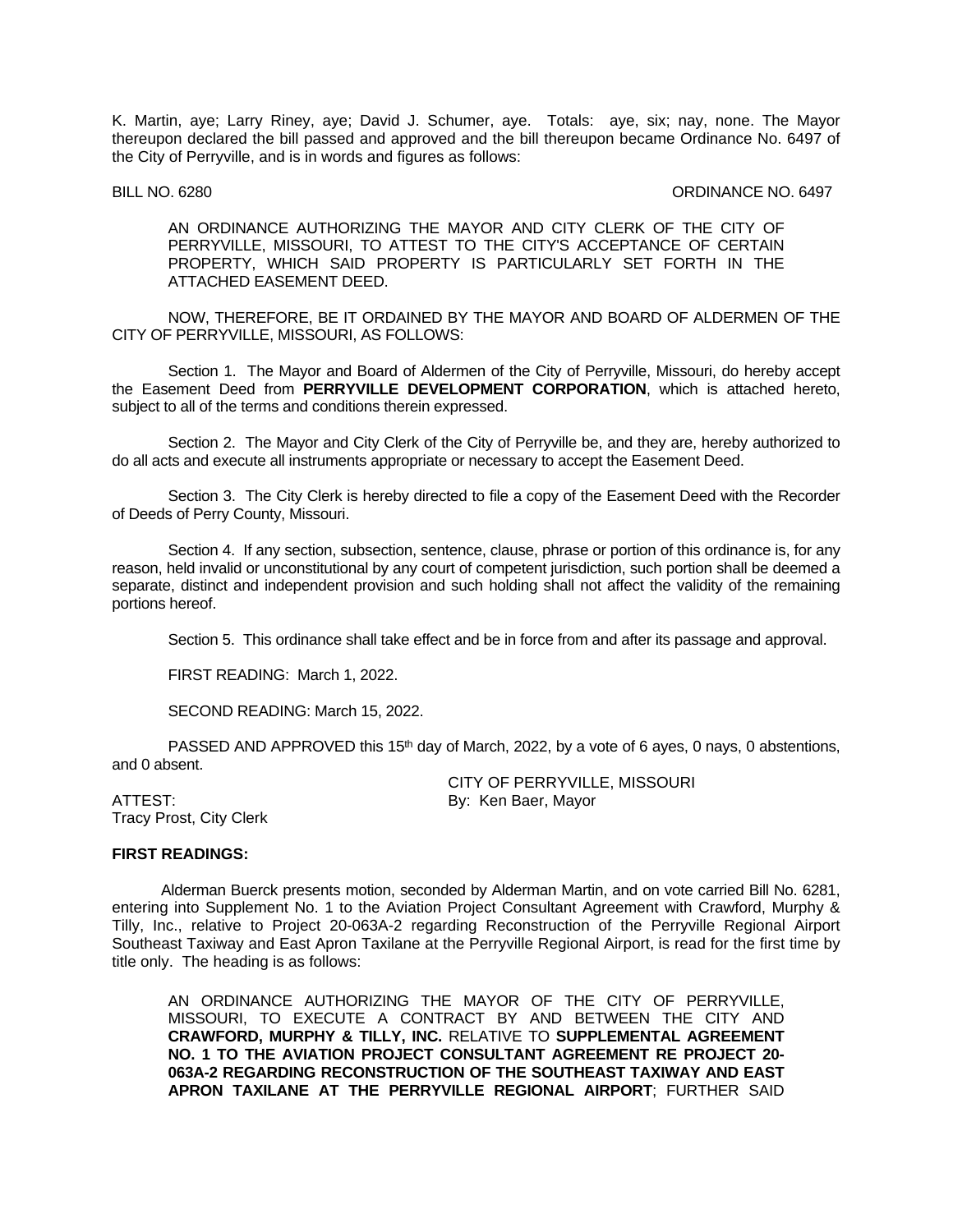K. Martin, aye; Larry Riney, aye; David J. Schumer, aye. Totals: aye, six; nay, none. The Mayor thereupon declared the bill passed and approved and the bill thereupon became Ordinance No. 6497 of the City of Perryville, and is in words and figures as follows:

BILL NO. 6280 ORDINANCE NO. 6497

AN ORDINANCE AUTHORIZING THE MAYOR AND CITY CLERK OF THE CITY OF PERRYVILLE, MISSOURI, TO ATTEST TO THE CITY'S ACCEPTANCE OF CERTAIN PROPERTY, WHICH SAID PROPERTY IS PARTICULARLY SET FORTH IN THE ATTACHED EASEMENT DEED.

NOW, THEREFORE, BE IT ORDAINED BY THE MAYOR AND BOARD OF ALDERMEN OF THE CITY OF PERRYVILLE, MISSOURI, AS FOLLOWS:

Section 1. The Mayor and Board of Aldermen of the City of Perryville, Missouri, do hereby accept the Easement Deed from **PERRYVILLE DEVELOPMENT CORPORATION**, which is attached hereto, subject to all of the terms and conditions therein expressed.

Section 2. The Mayor and City Clerk of the City of Perryville be, and they are, hereby authorized to do all acts and execute all instruments appropriate or necessary to accept the Easement Deed.

Section 3. The City Clerk is hereby directed to file a copy of the Easement Deed with the Recorder of Deeds of Perry County, Missouri.

Section 4. If any section, subsection, sentence, clause, phrase or portion of this ordinance is, for any reason, held invalid or unconstitutional by any court of competent jurisdiction, such portion shall be deemed a separate, distinct and independent provision and such holding shall not affect the validity of the remaining portions hereof.

Section 5. This ordinance shall take effect and be in force from and after its passage and approval.

FIRST READING: March 1, 2022.

SECOND READING: March 15, 2022.

PASSED AND APPROVED this 15th day of March, 2022, by a vote of 6 ayes, 0 nays, 0 abstentions, and 0 absent.

CITY OF PERRYVILLE, MISSOURI

ATTEST: By: Ken Baer, Mayor

Tracy Prost, City Clerk

**FIRST READINGS:**

Alderman Buerck presents motion, seconded by Alderman Martin, and on vote carried Bill No. 6281, entering into Supplement No. 1 to the Aviation Project Consultant Agreement with Crawford, Murphy & Tilly, Inc., relative to Project 20-063A-2 regarding Reconstruction of the Perryville Regional Airport Southeast Taxiway and East Apron Taxilane at the Perryville Regional Airport, is read for the first time by title only. The heading is as follows:

AN ORDINANCE AUTHORIZING THE MAYOR OF THE CITY OF PERRYVILLE, MISSOURI, TO EXECUTE A CONTRACT BY AND BETWEEN THE CITY AND **CRAWFORD, MURPHY & TILLY, INC.** RELATIVE TO **SUPPLEMENTAL AGREEMENT NO. 1 TO THE AVIATION PROJECT CONSULTANT AGREEMENT RE PROJECT 20-063A-2 REGARDING RECONSTRUCTION OF THE SOUTHEAST TAXIWAY AND EAST APRON TAXILANE AT THE PERRYVILLE REGIONAL AIRPORT**; FURTHER SAID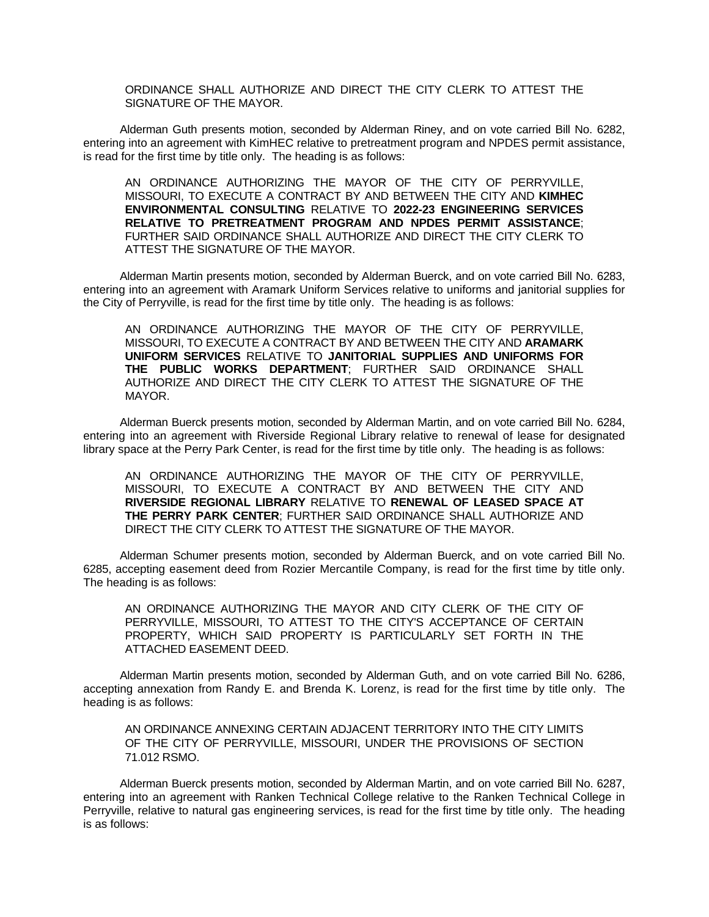ORDINANCE SHALL AUTHORIZE AND DIRECT THE CITY CLERK TO ATTEST THE SIGNATURE OF THE MAYOR.

Alderman Guth presents motion, seconded by Alderman Riney, and on vote carried Bill No. 6282, entering into an agreement with KimHEC relative to pretreatment program and NPDES permit assistance, is read for the first time by title only. The heading is as follows:

> AN ORDINANCE AUTHORIZING THE MAYOR OF THE CITY OF PERRYVILLE, MISSOURI, TO EXECUTE A CONTRACT BY AND BETWEEN THE CITY AND **KIMHEC ENVIRONMENTAL CONSULTING** RELATIVE TO **2022-23 ENGINEERING SERVICES RELATIVE TO PRETREATMENT PROGRAM AND NPDES PERMIT ASSISTANCE**; FURTHER SAID ORDINANCE SHALL AUTHORIZE AND DIRECT THE CITY CLERK TO ATTEST THE SIGNATURE OF THE MAYOR.

Alderman Martin presents motion, seconded by Alderman Buerck, and on vote carried Bill No. 6283, entering into an agreement with Aramark Uniform Services relative to uniforms and janitorial supplies for the City of Perryville, is read for the first time by title only. The heading is as follows:

> AN ORDINANCE AUTHORIZING THE MAYOR OF THE CITY OF PERRYVILLE, MISSOURI, TO EXECUTE A CONTRACT BY AND BETWEEN THE CITY AND **ARAMARK UNIFORM SERVICES** RELATIVE TO **JANITORIAL SUPPLIES AND UNIFORMS FOR THE PUBLIC WORKS DEPARTMENT**; FURTHER SAID ORDINANCE SHALL AUTHORIZE AND DIRECT THE CITY CLERK TO ATTEST THE SIGNATURE OF THE MAYOR.

Alderman Buerck presents motion, seconded by Alderman Martin, and on vote carried Bill No. 6284, entering into an agreement with Riverside Regional Library relative to renewal of lease for designated library space at the Perry Park Center, is read for the first time by title only. The heading is as follows:

> AN ORDINANCE AUTHORIZING THE MAYOR OF THE CITY OF PERRYVILLE, MISSOURI, TO EXECUTE A CONTRACT BY AND BETWEEN THE CITY AND **RIVERSIDE REGIONAL LIBRARY** RELATIVE TO **RENEWAL OF LEASED SPACE AT THE PERRY PARK CENTER**; FURTHER SAID ORDINANCE SHALL AUTHORIZE AND DIRECT THE CITY CLERK TO ATTEST THE SIGNATURE OF THE MAYOR.

Alderman Schumer presents motion, seconded by Alderman Buerck, and on vote carried Bill No. 6285, accepting easement deed from Rozier Mercantile Company, is read for the first time by title only. The heading is as follows:

> AN ORDINANCE AUTHORIZING THE MAYOR AND CITY CLERK OF THE CITY OF PERRYVILLE, MISSOURI, TO ATTEST TO THE CITY'S ACCEPTANCE OF CERTAIN PROPERTY, WHICH SAID PROPERTY IS PARTICULARLY SET FORTH IN THE ATTACHED EASEMENT DEED.

Alderman Martin presents motion, seconded by Alderman Guth, and on vote carried Bill No. 6286, accepting annexation from Randy E. and Brenda K. Lorenz, is read for the first time by title only. The heading is as follows:

> AN ORDINANCE ANNEXING CERTAIN ADJACENT TERRITORY INTO THE CITY LIMITS OF THE CITY OF PERRYVILLE, MISSOURI, UNDER THE PROVISIONS OF SECTION 71.012 RSMO.

Alderman Buerck presents motion, seconded by Alderman Martin, and on vote carried Bill No. 6287, entering into an agreement with Ranken Technical College relative to the Ranken Technical College in Perryville, relative to natural gas engineering services, is read for the first time by title only. The heading is as follows: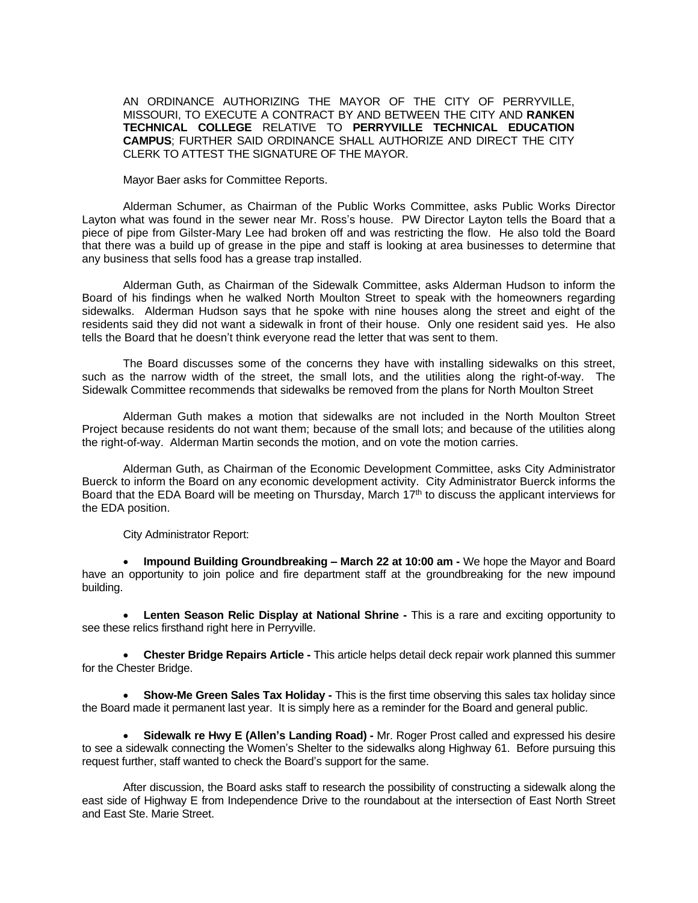AN ORDINANCE AUTHORIZING THE MAYOR OF THE CITY OF PERRYVILLE, MISSOURI, TO EXECUTE A CONTRACT BY AND BETWEEN THE CITY AND **RANKEN TECHNICAL COLLEGE** RELATIVE TO **PERRYVILLE TECHNICAL EDUCATION CAMPUS**; FURTHER SAID ORDINANCE SHALL AUTHORIZE AND DIRECT THE CITY CLERK TO ATTEST THE SIGNATURE OF THE MAYOR.

Mayor Baer asks for Committee Reports.

Alderman Schumer, as Chairman of the Public Works Committee, asks Public Works Director Layton what was found in the sewer near Mr. Ross's house. PW Director Layton tells the Board that a piece of pipe from Gilster-Mary Lee had broken off and was restricting the flow. He also told the Board that there was a build up of grease in the pipe and staff is looking at area businesses to determine that any business that sells food has a grease trap installed.

Alderman Guth, as Chairman of the Sidewalk Committee, asks Alderman Hudson to inform the Board of his findings when he walked North Moulton Street to speak with the homeowners regarding sidewalks. Alderman Hudson says that he spoke with nine houses along the street and eight of the residents said they did not want a sidewalk in front of their house. Only one resident said yes. He also tells the Board that he doesn't think everyone read the letter that was sent to them.

The Board discusses some of the concerns they have with installing sidewalks on this street, such as the narrow width of the street, the small lots, and the utilities along the right-of-way. The Sidewalk Committee recommends that sidewalks be removed from the plans for North Moulton Street

Alderman Guth makes a motion that sidewalks are not included in the North Moulton Street Project because residents do not want them; because of the small lots; and because of the utilities along the right-of-way. Alderman Martin seconds the motion, and on vote the motion carries.

Alderman Guth, as Chairman of the Economic Development Committee, asks City Administrator Buerck to inform the Board on any economic development activity. City Administrator Buerck informs the Board that the EDA Board will be meeting on Thursday, March 17th to discuss the applicant interviews for the EDA position.

City Administrator Report:

- **Impound Building Groundbreaking – March 22 at 10:00 am -** We hope the Mayor and Board have an opportunity to join police and fire department staff at the groundbreaking for the new impound building.

- **Lenten Season Relic Display at National Shrine -** This is a rare and exciting opportunity to see these relics firsthand right here in Perryville.

- **Chester Bridge Repairs Article -** This article helps detail deck repair work planned this summer for the Chester Bridge.

- **Show-Me Green Sales Tax Holiday -** This is the first time observing this sales tax holiday since the Board made it permanent last year. It is simply here as a reminder for the Board and general public.

- **Sidewalk re Hwy E (Allen's Landing Road) -** Mr. Roger Prost called and expressed his desire to see a sidewalk connecting the Women's Shelter to the sidewalks along Highway 61. Before pursuing this request further, staff wanted to check the Board's support for the same.

After discussion, the Board asks staff to research the possibility of constructing a sidewalk along the east side of Highway E from Independence Drive to the roundabout at the intersection of East North Street and East Ste. Marie Street.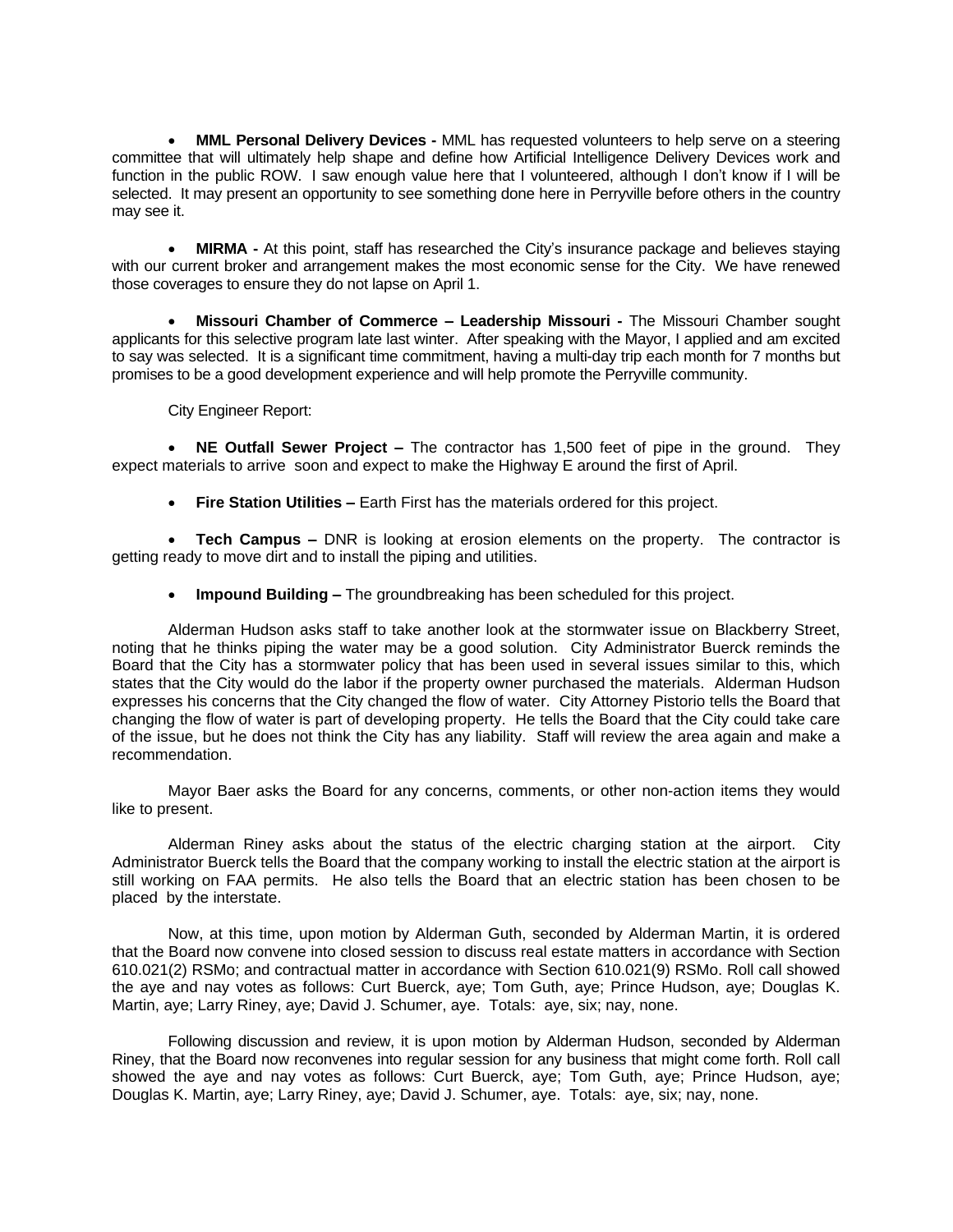- **MML Personal Delivery Devices -** MML has requested volunteers to help serve on a steering committee that will ultimately help shape and define how Artificial Intelligence Delivery Devices work and function in the public ROW. I saw enough value here that I volunteered, although I don't know if I will be selected. It may present an opportunity to see something done here in Perryville before others in the country may see it.

- **MIRMA -** At this point, staff has researched the City's insurance package and believes staying with our current broker and arrangement makes the most economic sense for the City. We have renewed those coverages to ensure they do not lapse on April 1.

- **Missouri Chamber of Commerce – Leadership Missouri -** The Missouri Chamber sought applicants for this selective program late last winter. After speaking with the Mayor, I applied and am excited to say was selected. It is a significant time commitment, having a multi-day trip each month for 7 months but promises to be a good development experience and will help promote the Perryville community.

City Engineer Report:

- **NE Outfall Sewer Project –** The contractor has 1,500 feet of pipe in the ground. They expect materials to arrive soon and expect to make the Highway E around the first of April.

- **Fire Station Utilities –** Earth First has the materials ordered for this project.

- **Tech Campus –** DNR is looking at erosion elements on the property. The contractor is getting ready to move dirt and to install the piping and utilities.

- **Impound Building –** The groundbreaking has been scheduled for this project.

Alderman Hudson asks staff to take another look at the stormwater issue on Blackberry Street, noting that he thinks piping the water may be a good solution. City Administrator Buerck reminds the Board that the City has a stormwater policy that has been used in several issues similar to this, which states that the City would do the labor if the property owner purchased the materials. Alderman Hudson expresses his concerns that the City changed the flow of water. City Attorney Pistorio tells the Board that changing the flow of water is part of developing property. He tells the Board that the City could take care of the issue, but he does not think the City has any liability. Staff will review the area again and make a recommendation.

Mayor Baer asks the Board for any concerns, comments, or other non-action items they would like to present.

Alderman Riney asks about the status of the electric charging station at the airport. City Administrator Buerck tells the Board that the company working to install the electric station at the airport is still working on FAA permits. He also tells the Board that an electric station has been chosen to be placed by the interstate.

Now, at this time, upon motion by Alderman Guth, seconded by Alderman Martin, it is ordered that the Board now convene into closed session to discuss real estate matters in accordance with Section 610.021(2) RSMo; and contractual matter in accordance with Section 610.021(9) RSMo. Roll call showed the aye and nay votes as follows: Curt Buerck, aye; Tom Guth, aye; Prince Hudson, aye; Douglas K. Martin, aye; Larry Riney, aye; David J. Schumer, aye. Totals: aye, six; nay, none.

Following discussion and review, it is upon motion by Alderman Hudson, seconded by Alderman Riney, that the Board now reconvenes into regular session for any business that might come forth. Roll call showed the aye and nay votes as follows: Curt Buerck, aye; Tom Guth, aye; Prince Hudson, aye; Douglas K. Martin, aye; Larry Riney, aye; David J. Schumer, aye. Totals: aye, six; nay, none.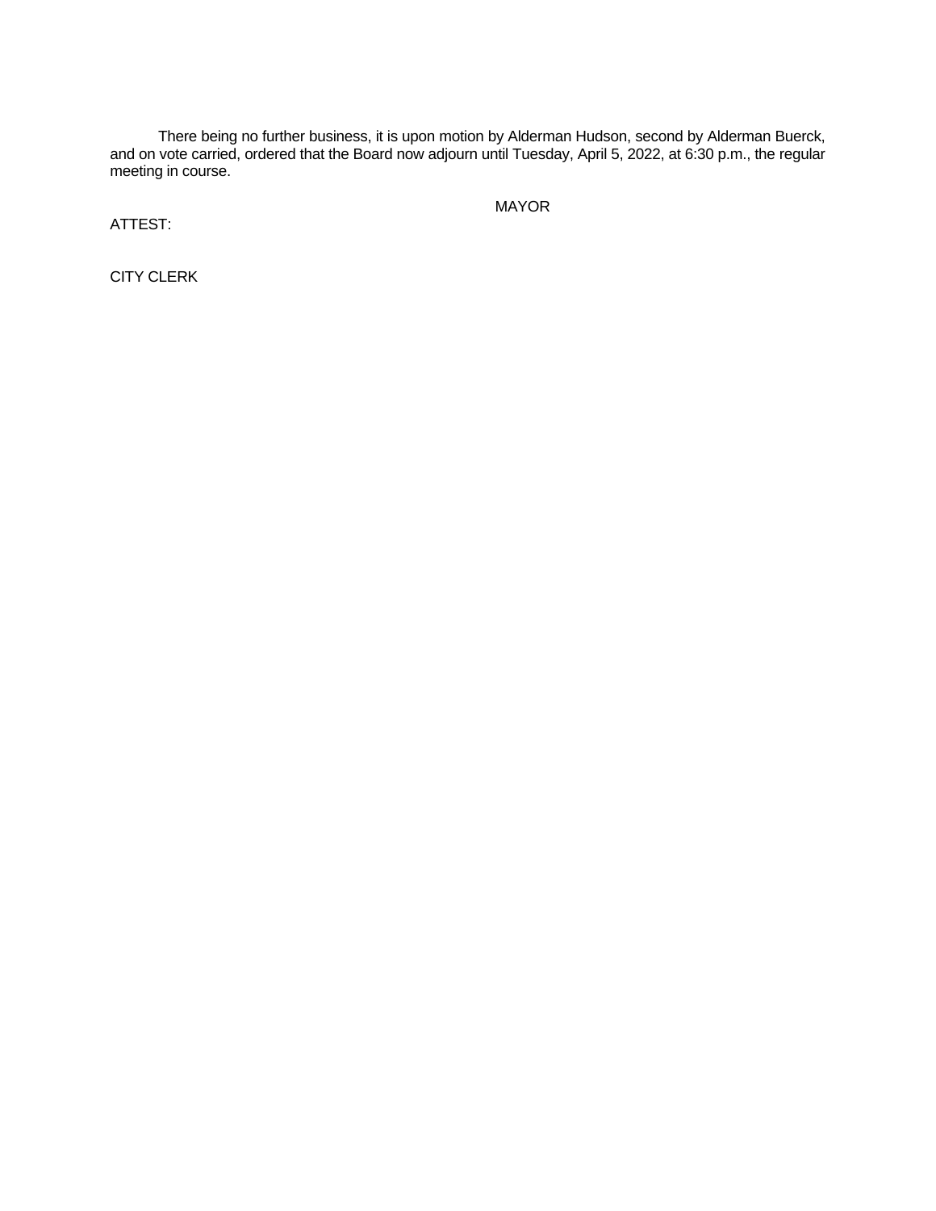There being no further business, it is upon motion by Alderman Hudson, second by Alderman Buerck, and on vote carried, ordered that the Board now adjourn until Tuesday, April 5, 2022, at 6:30 p.m., the regular meeting in course.

MAYOR

ATTEST:

CITY CLERK